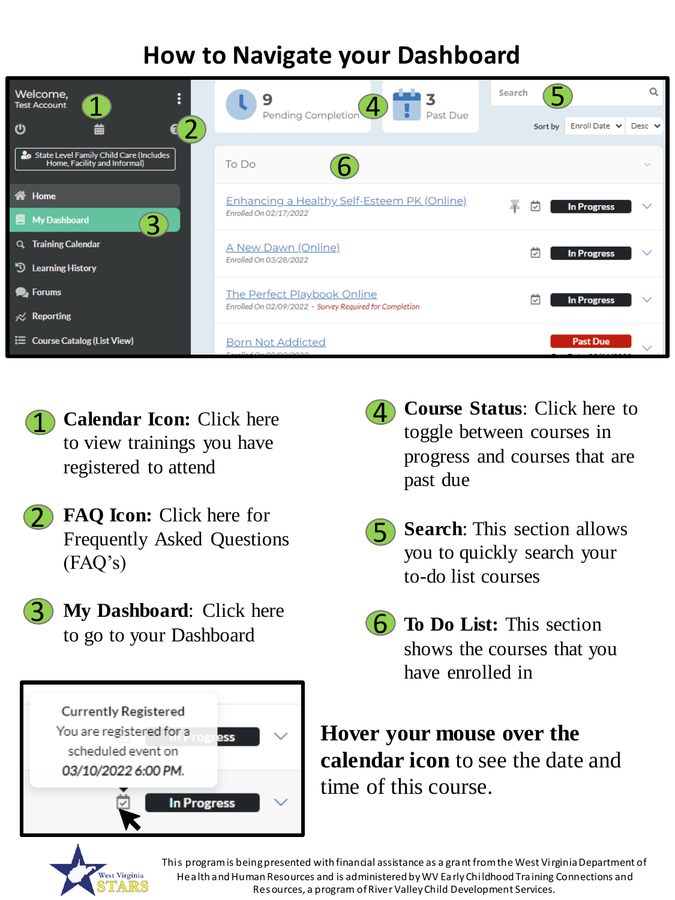# How to Navigate your Dashboard

1. **Calendar Icon:** Click here to view trainings you have registered to attend

2. **FAQ Icon:** Click here for Frequently Asked Questions (FAQ's)

3. **My Dashboard**: Click here to go to your Dashboard

4. **Course Status**: Click here to toggle between courses in progress and courses that are past due

5. **Search**: This section allows you to quickly search your to-do list courses

6. **To Do List:** This section shows the courses that you have enrolled in

**Hover your mouse over the calendar icon** to see the date and time of this course.

This program is being presented with financial assistance as a grant from the West Virginia Department of Health and Human Resources and is administered by WV Early Childhood Training Connections and Resources, a program of River Valley Child Development Services.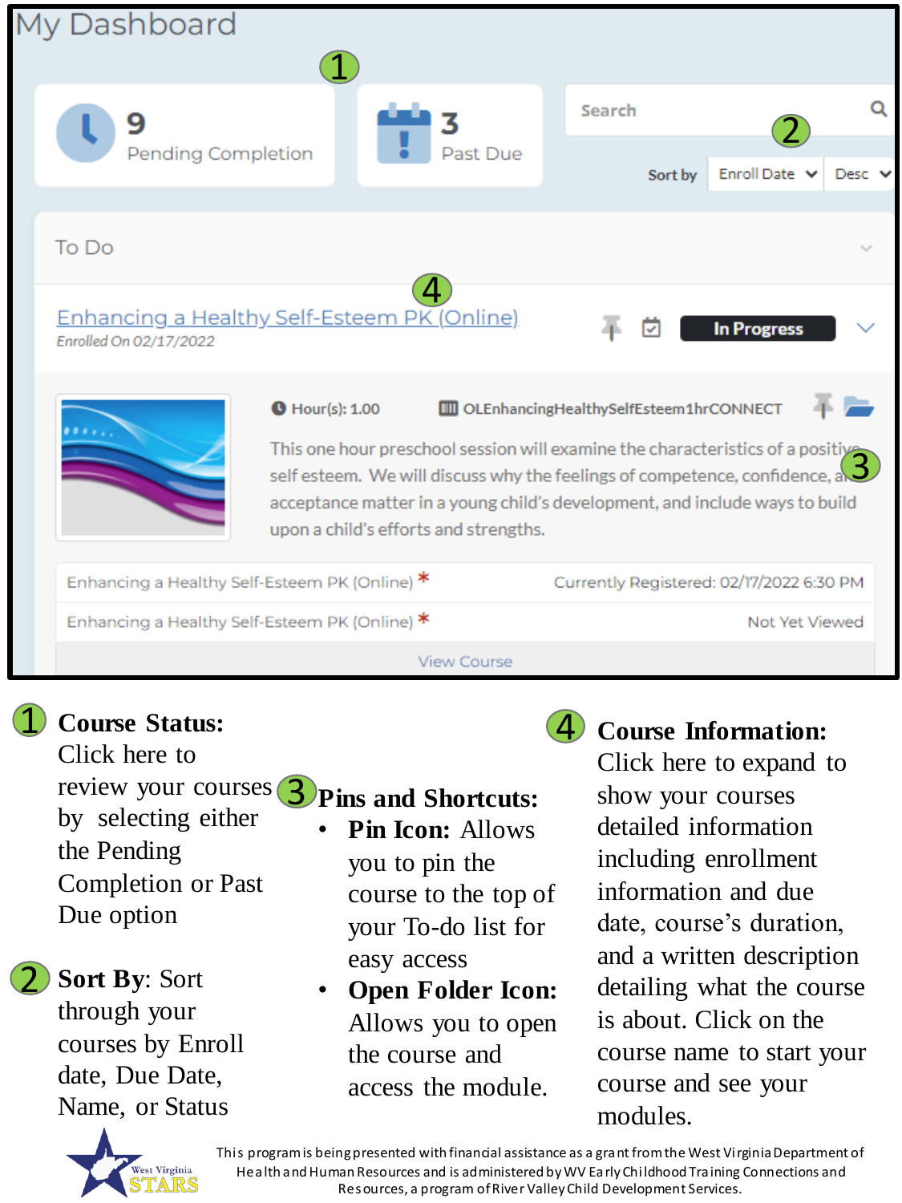My Dashboard

9 Pending Completion

3 Past Due

Search

Sort by Enroll Date Desc

To Do

Enhancing a Healthy Self-Esteem PK (Online)
Enrolled On 02/17/2022

In Progress

Hour(s): 1.00 OLEnhancingHealthySelfEsteem1hrCONNECT

This one hour preschool session will examine the characteristics of a positive self esteem. We will discuss why the feelings of competence, confidence, and acceptance matter in a young child's development, and include ways to build upon a child's efforts and strengths.

| | |
|---|---|
| Enhancing a Healthy Self-Esteem PK (Online) * | Currently Registered: 02/17/2022 6:30 PM |
| Enhancing a Healthy Self-Esteem PK (Online) * | Not Yet Viewed |

View Course

1 **Course Status:** Click here to review your courses by selecting either the Pending Completion or Past Due option

2 **Sort By**: Sort through your courses by Enroll date, Due Date, Name, or Status

3 **Pins and Shortcuts:**

- **Pin Icon:** Allows you to pin the course to the top of your To-do list for easy access
- **Open Folder Icon:** Allows you to open the course and access the module.

4 **Course Information:** Click here to expand to show your courses detailed information including enrollment information and due date, course's duration, and a written description detailing what the course is about. Click on the course name to start your course and see your modules.

West Virginia STARS

This program is being presented with financial assistance as a grant from the West Virginia Department of Health and Human Resources and is administered by WV Early Childhood Training Connections and Resources, a program of River Valley Child Development Services.